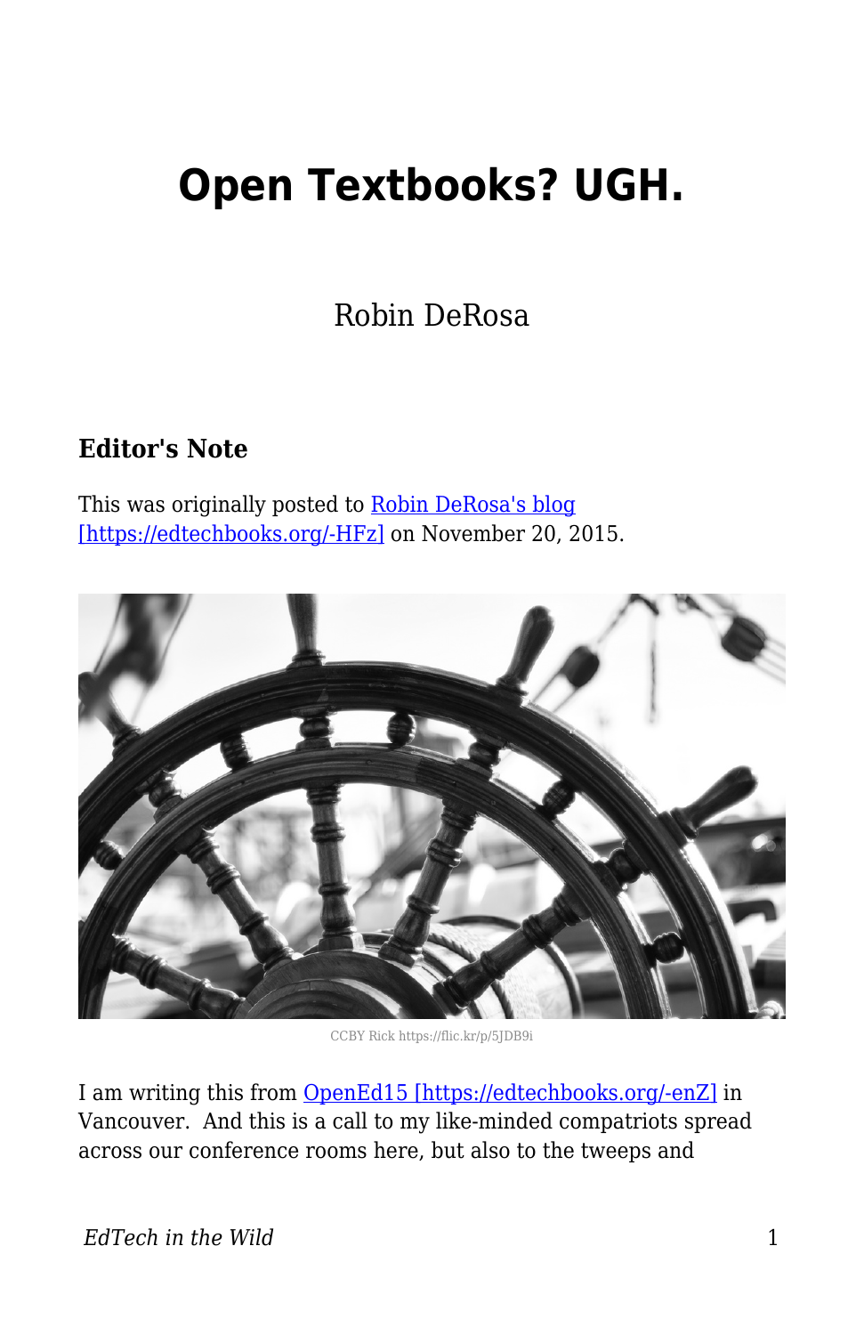# Open Textbooks? UGH.

Robin DeRosa

### Editor's Note

This was originally posted to Robin DeRosa's blog [https://edtechbooks.org/-HFz] on November 20, 2015.

CCBY Rick https://flic.kr/p/5JDB9i

I am writing this from OpenEd15 [https://edtechbooks.org/-enZ] in Vancouver. And this is a call to my like-minded compatriots spread across our conference rooms here, but also to the tweeps and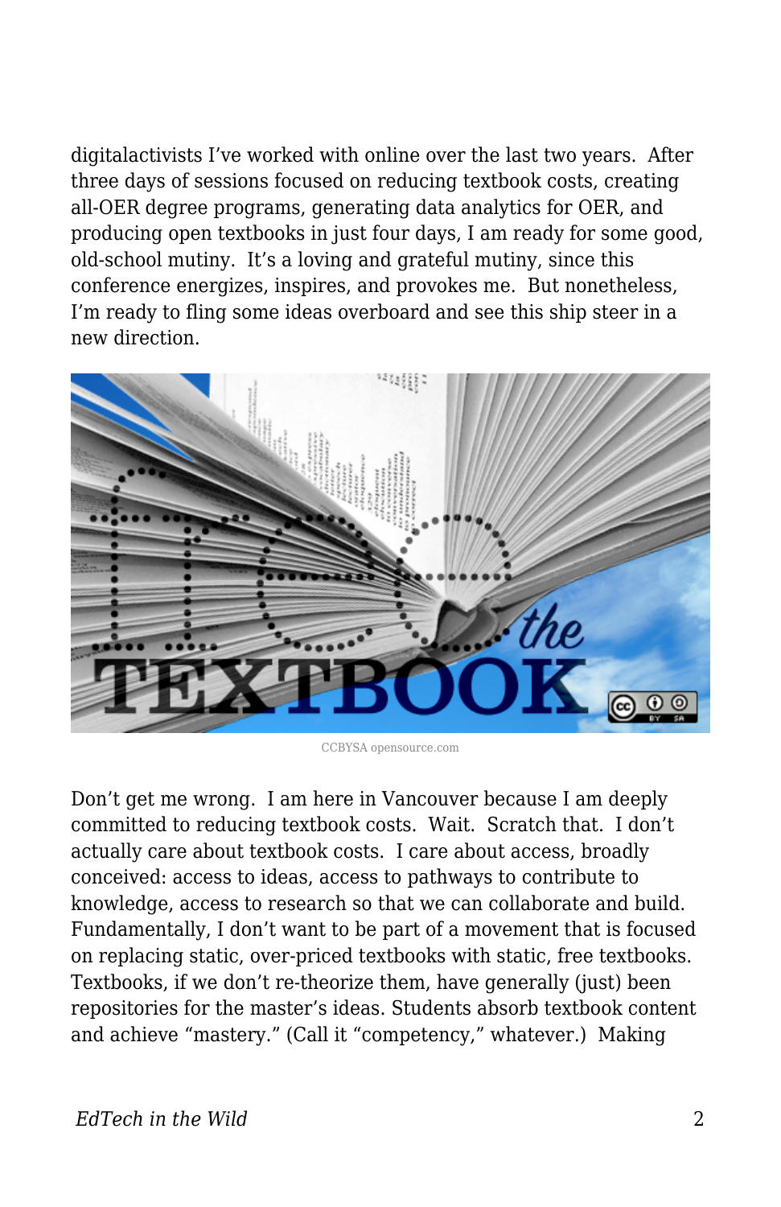digitalactivists I've worked with online over the last two years. After three days of sessions focused on reducing textbook costs, creating all-OER degree programs, generating data analytics for OER, and producing open textbooks in just four days, I am ready for some good, old-school mutiny. It's a loving and grateful mutiny, since this conference energizes, inspires, and provokes me. But nonetheless, I'm ready to fling some ideas overboard and see this ship steer in a new direction.

CCBYSA opensource.com

Don't get me wrong. I am here in Vancouver because I am deeply committed to reducing textbook costs. Wait. Scratch that. I don't actually care about textbook costs. I care about access, broadly conceived: access to ideas, access to pathways to contribute to knowledge, access to research so that we can collaborate and build. Fundamentally, I don't want to be part of a movement that is focused on replacing static, over-priced textbooks with static, free textbooks. Textbooks, if we don't re-theorize them, have generally (just) been repositories for the master's ideas. Students absorb textbook content and achieve "mastery." (Call it "competency," whatever.) Making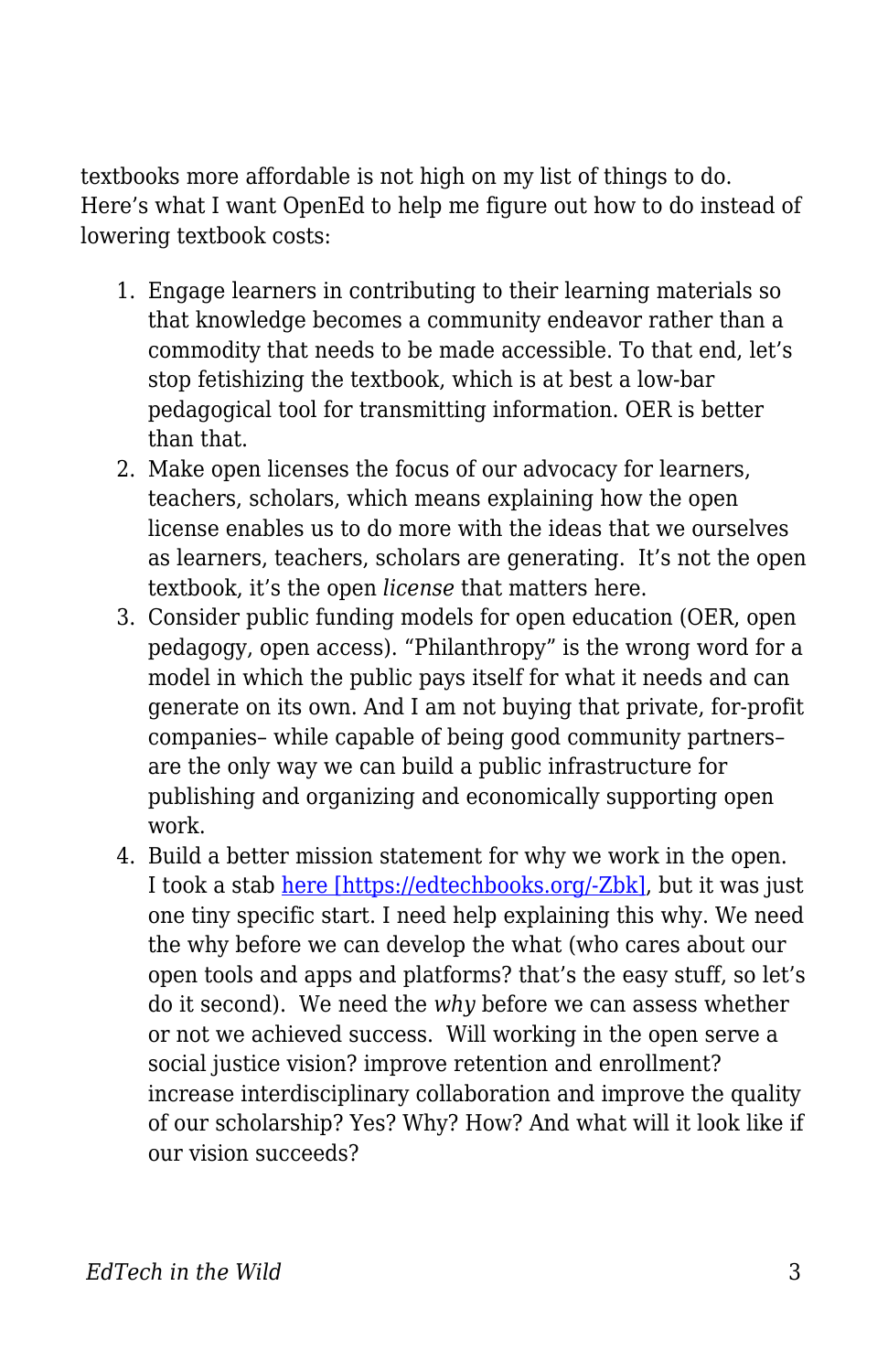textbooks more affordable is not high on my list of things to do. Here's what I want OpenEd to help me figure out how to do instead of lowering textbook costs:

1. Engage learners in contributing to their learning materials so that knowledge becomes a community endeavor rather than a commodity that needs to be made accessible. To that end, let's stop fetishizing the textbook, which is at best a low-bar pedagogical tool for transmitting information. OER is better than that.
2. Make open licenses the focus of our advocacy for learners, teachers, scholars, which means explaining how the open license enables us to do more with the ideas that we ourselves as learners, teachers, scholars are generating. It's not the open textbook, it's the open *license* that matters here.
3. Consider public funding models for open education (OER, open pedagogy, open access). "Philanthropy" is the wrong word for a model in which the public pays itself for what it needs and can generate on its own. And I am not buying that private, for-profit companies– while capable of being good community partners– are the only way we can build a public infrastructure for publishing and organizing and economically supporting open work.
4. Build a better mission statement for why we work in the open. I took a stab [here [https://edtechbooks.org/-Zbk]](https://edtechbooks.org/-Zbk), but it was just one tiny specific start. I need help explaining this why. We need the why before we can develop the what (who cares about our open tools and apps and platforms? that's the easy stuff, so let's do it second). We need the *why* before we can assess whether or not we achieved success. Will working in the open serve a social justice vision? improve retention and enrollment? increase interdisciplinary collaboration and improve the quality of our scholarship? Yes? Why? How? And what will it look like if our vision succeeds?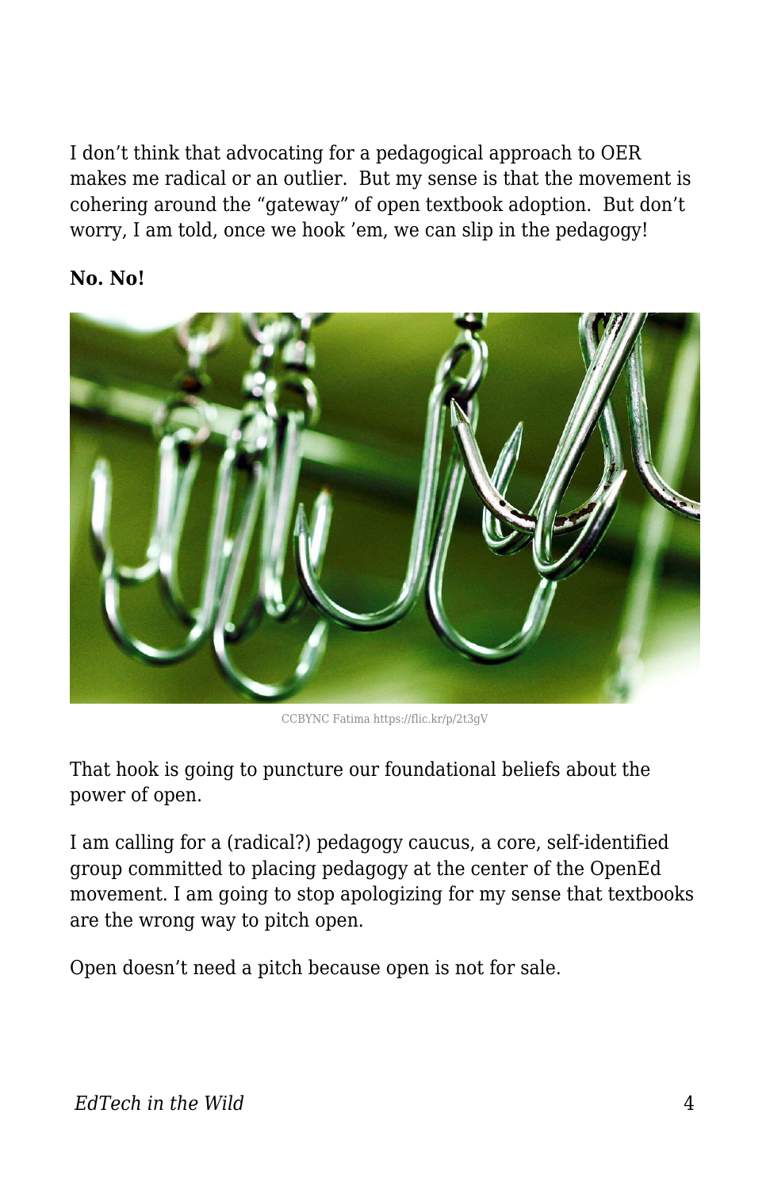I don't think that advocating for a pedagogical approach to OER makes me radical or an outlier.  But my sense is that the movement is cohering around the "gateway" of open textbook adoption.  But don't worry, I am told, once we hook 'em, we can slip in the pedagogy!

**No. No!**

CCBYNC Fatima https://flic.kr/p/2t3gV

That hook is going to puncture our foundational beliefs about the power of open.

I am calling for a (radical?) pedagogy caucus, a core, self-identified group committed to placing pedagogy at the center of the OpenEd movement. I am going to stop apologizing for my sense that textbooks are the wrong way to pitch open.

Open doesn't need a pitch because open is not for sale.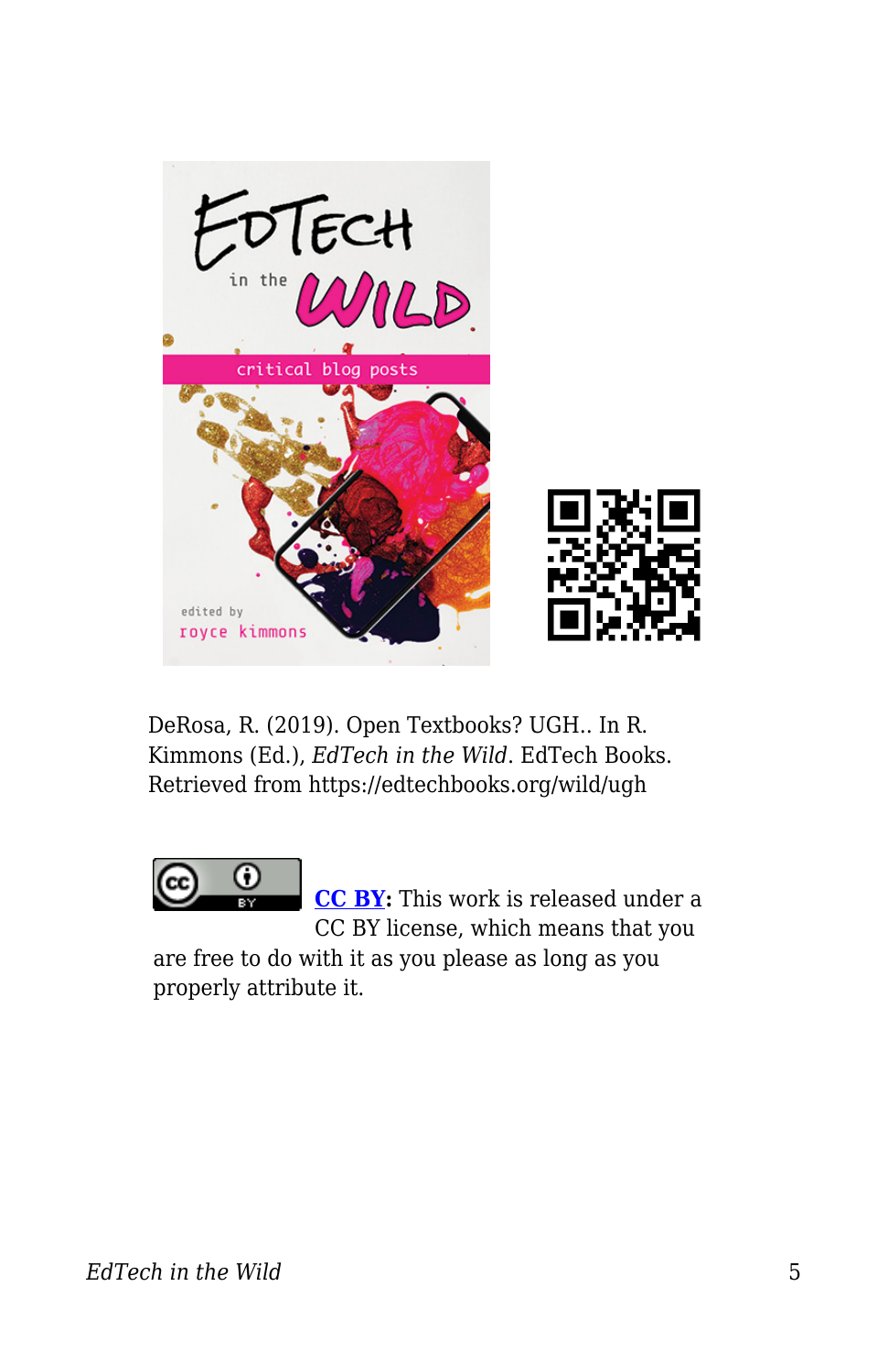DeRosa, R. (2019). Open Textbooks? UGH.. In R. Kimmons (Ed.), *EdTech in the Wild*. EdTech Books. Retrieved from https://edtechbooks.org/wild/ugh

**CC BY:** This work is released under a CC BY license, which means that you are free to do with it as you please as long as you properly attribute it.